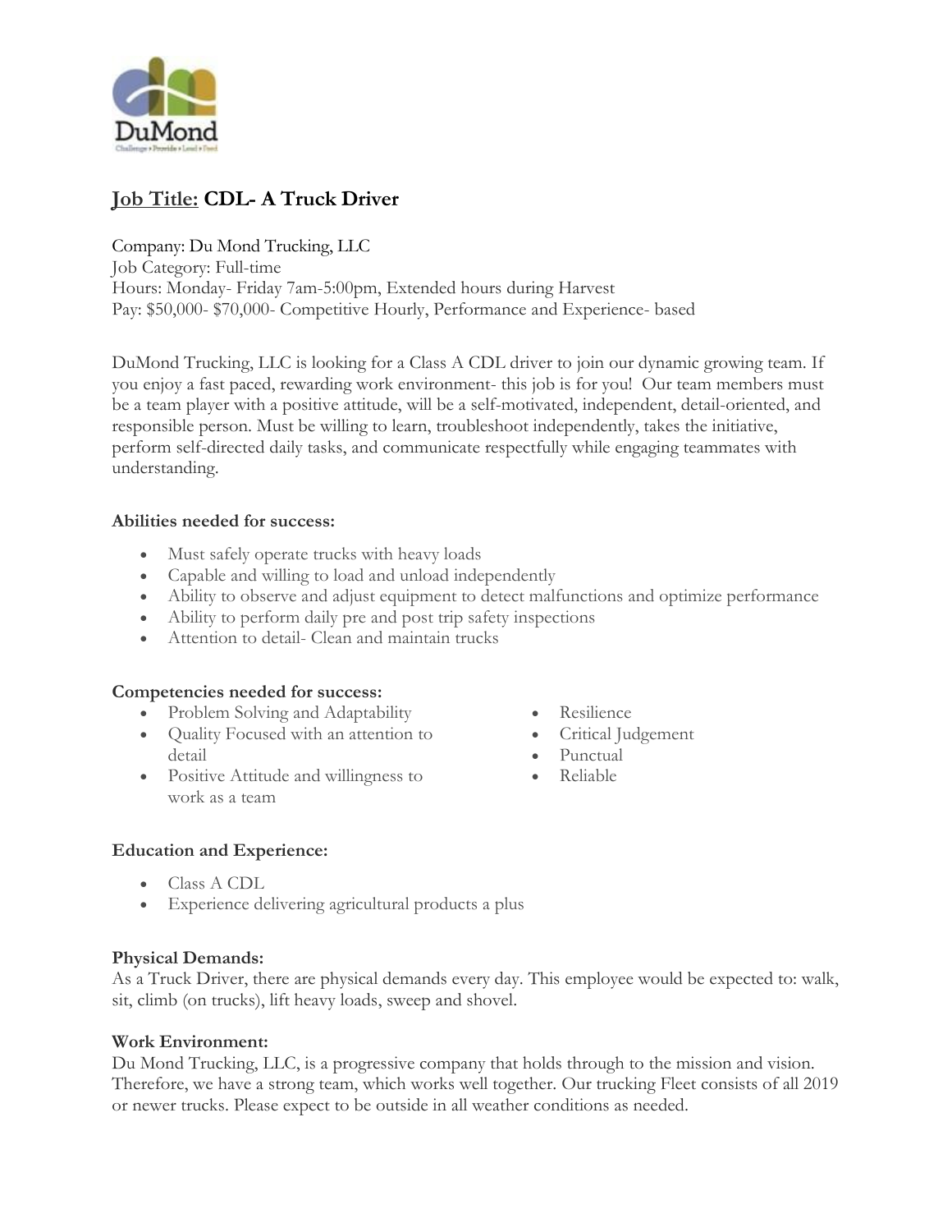DuMond

Challenge • Provide • Lead • Feed

## Job Title: CDL- A Truck Driver

Company: Du Mond Trucking, LLC
Job Category: Full-time
Hours: Monday- Friday 7am-5:00pm, Extended hours during Harvest
Pay: $50,000- $70,000- Competitive Hourly, Performance and Experience- based

DuMond Trucking, LLC is looking for a Class A CDL driver to join our dynamic growing team. If you enjoy a fast paced, rewarding work environment- this job is for you! Our team members must be a team player with a positive attitude, will be a self-motivated, independent, detail-oriented, and responsible person. Must be willing to learn, troubleshoot independently, takes the initiative, perform self-directed daily tasks, and communicate respectfully while engaging teammates with understanding.

**Abilities needed for success:**

- Must safely operate trucks with heavy loads
- Capable and willing to load and unload independently
- Ability to observe and adjust equipment to detect malfunctions and optimize performance
- Ability to perform daily pre and post trip safety inspections
- Attention to detail- Clean and maintain trucks

**Competencies needed for success:**

- Problem Solving and Adaptability
- Quality Focused with an attention to detail
- Positive Attitude and willingness to work as a team
- Resilience
- Critical Judgement
- Punctual
- Reliable

**Education and Experience:**

- Class A CDL
- Experience delivering agricultural products a plus

**Physical Demands:**
As a Truck Driver, there are physical demands every day. This employee would be expected to: walk, sit, climb (on trucks), lift heavy loads, sweep and shovel.

**Work Environment:**
Du Mond Trucking, LLC, is a progressive company that holds through to the mission and vision. Therefore, we have a strong team, which works well together. Our trucking Fleet consists of all 2019 or newer trucks. Please expect to be outside in all weather conditions as needed.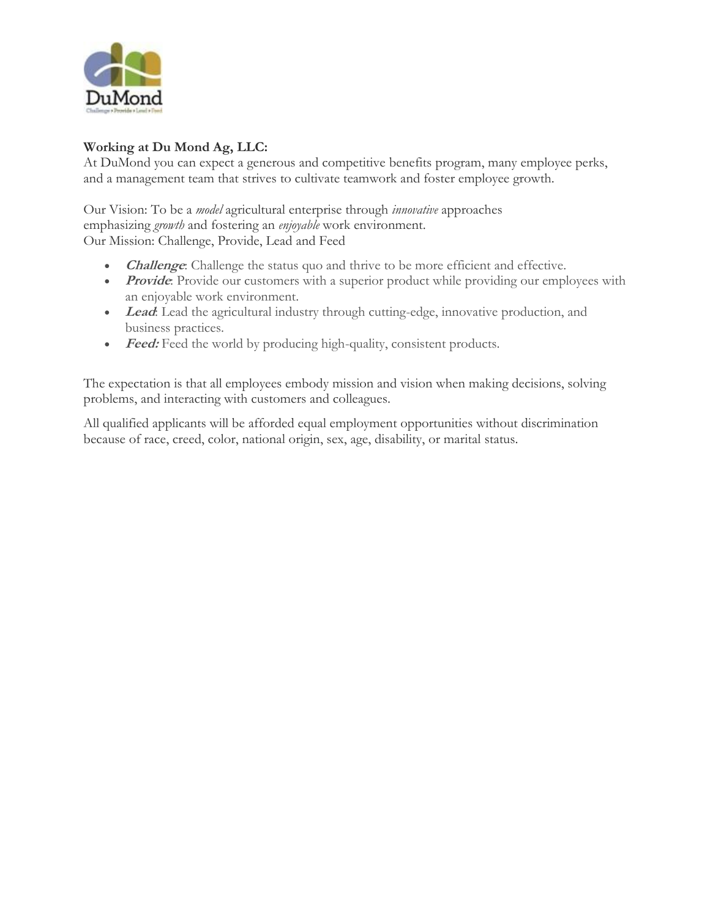**Working at Du Mond Ag, LLC:**
At DuMond you can expect a generous and competitive benefits program, many employee perks, and a management team that strives to cultivate teamwork and foster employee growth.

Our Vision: To be a *model* agricultural enterprise through *innovative* approaches emphasizing *growth* and fostering an *enjoyable* work environment.
Our Mission: Challenge, Provide, Lead and Feed

- ***Challenge***: Challenge the status quo and thrive to be more efficient and effective.
- ***Provide***: Provide our customers with a superior product while providing our employees with an enjoyable work environment.
- ***Lead***: Lead the agricultural industry through cutting-edge, innovative production, and business practices.
- ***Feed:*** Feed the world by producing high-quality, consistent products.

The expectation is that all employees embody mission and vision when making decisions, solving problems, and interacting with customers and colleagues.

All qualified applicants will be afforded equal employment opportunities without discrimination because of race, creed, color, national origin, sex, age, disability, or marital status.